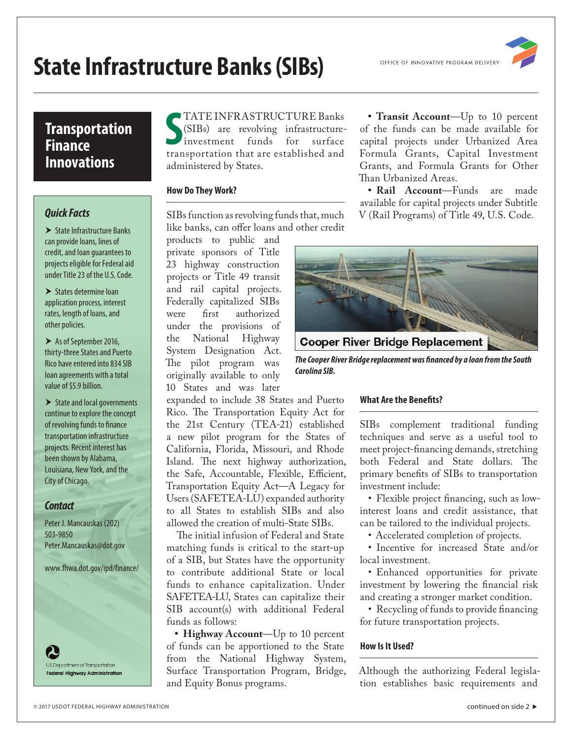# State Infrastructure Banks (SIBs)

OFFICE OF INNOVATIVE PROGRAM DELIVERY

## Transportation Finance Innovations

### Quick Facts

- State Infrastructure Banks can provide loans, lines of credit, and loan guarantees to projects eligible for Federal aid under Title 23 of the U.S. Code.
- States determine loan application process, interest rates, length of loans, and other policies.
- As of September 2016, thirty-three States and Puerto Rico have entered into 834 SIB loan agreements with a total value of $5.9 billion.
- State and local governments continue to explore the concept of revolving funds to finance transportation infrastructure projects. Recent interest has been shown by Alabama, Louisiana, New York, and the City of Chicago.

### Contact

Peter J. Mancauskas (202) 503-9850
Peter.Mancauskas@dot.gov

www.fhwa.dot.gov/ipd/finance/

U.S. Department of Transportation
Federal Highway Administration

STATE INFRASTRUCTURE Banks (SIBs) are revolving infrastructure-investment funds for surface transportation that are established and administered by States.

### How Do They Work?

SIBs function as revolving funds that, much like banks, can offer loans and other credit products to public and private sponsors of Title 23 highway construction projects or Title 49 transit and rail capital projects. Federally capitalized SIBs were first authorized under the provisions of the National Highway System Designation Act. The pilot program was originally available to only 10 States and was later expanded to include 38 States and Puerto Rico. The Transportation Equity Act for the 21st Century (TEA-21) established a new pilot program for the States of California, Florida, Missouri, and Rhode Island. The next highway authorization, the Safe, Accountable, Flexible, Efficient, Transportation Equity Act—A Legacy for Users (SAFETEA-LU) expanded authority to all States to establish SIBs and also allowed the creation of multi-State SIBs.

The initial infusion of Federal and State matching funds is critical to the start-up of a SIB, but States have the opportunity to contribute additional State or local funds to enhance capitalization. Under SAFETEA-LU, States can capitalize their SIB account(s) with additional Federal funds as follows:

- **Highway Account**—Up to 10 percent of funds can be apportioned to the State from the National Highway System, Surface Transportation Program, Bridge, and Equity Bonus programs.
- **Transit Account**—Up to 10 percent of the funds can be made available for capital projects under Urbanized Area Formula Grants, Capital Investment Grants, and Formula Grants for Other Than Urbanized Areas.
- **Rail Account**—Funds are made available for capital projects under Subtitle V (Rail Programs) of Title 49, U.S. Code.

Cooper River Bridge Replacement

*The Cooper River Bridge replacement was financed by a loan from the South Carolina SIB.*

### What Are the Benefits?

SIBs complement traditional funding techniques and serve as a useful tool to meet project-financing demands, stretching both Federal and State dollars. The primary benefits of SIBs to transportation investment include:

- Flexible project financing, such as low-interest loans and credit assistance, that can be tailored to the individual projects.
- Accelerated completion of projects.
- Incentive for increased State and/or local investment.
- Enhanced opportunities for private investment by lowering the financial risk and creating a stronger market condition.
- Recycling of funds to provide financing for future transportation projects.

### How Is It Used?

Although the authorizing Federal legislation establishes basic requirements and

continued on side 2 ►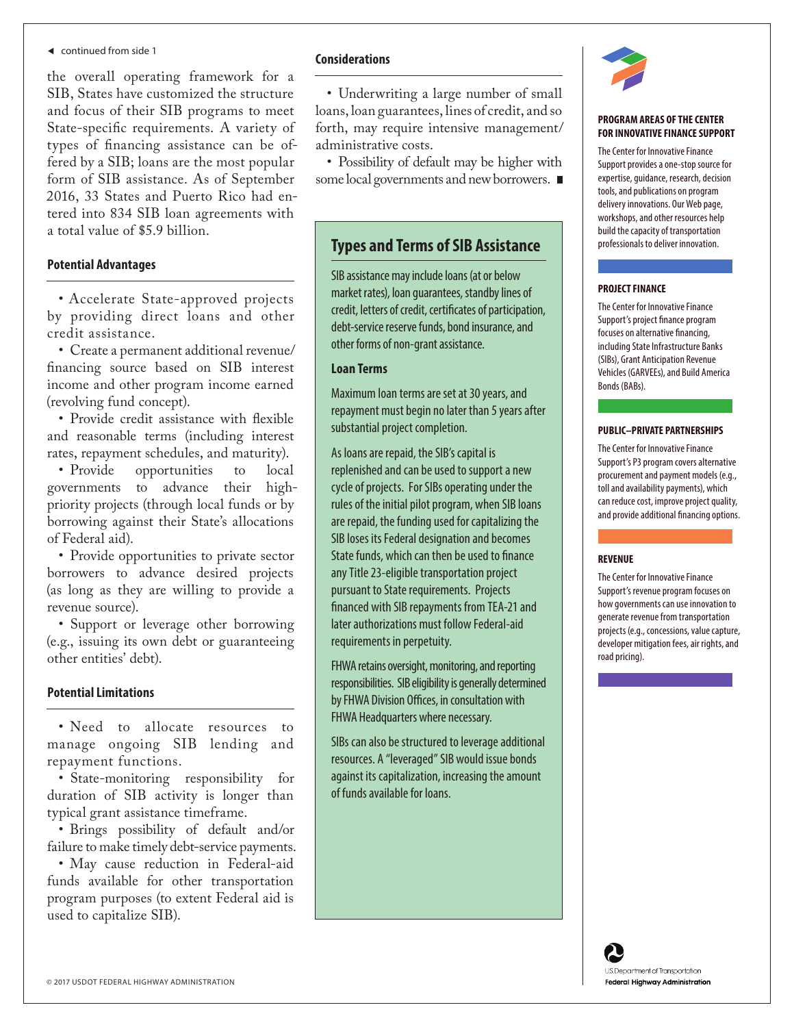◄ continued from side 1

the overall operating framework for a SIB, States have customized the structure and focus of their SIB programs to meet State-specific requirements. A variety of types of financing assistance can be offered by a SIB; loans are the most popular form of SIB assistance. As of September 2016, 33 States and Puerto Rico had entered into 834 SIB loan agreements with a total value of $5.9 billion.

### Potential Advantages

- Accelerate State-approved projects by providing direct loans and other credit assistance.
- Create a permanent additional revenue/financing source based on SIB interest income and other program income earned (revolving fund concept).
- Provide credit assistance with flexible and reasonable terms (including interest rates, repayment schedules, and maturity).
- Provide opportunities to local governments to advance their high-priority projects (through local funds or by borrowing against their State's allocations of Federal aid).
- Provide opportunities to private sector borrowers to advance desired projects (as long as they are willing to provide a revenue source).
- Support or leverage other borrowing (e.g., issuing its own debt or guaranteeing other entities' debt).

### Potential Limitations

- Need to allocate resources to manage ongoing SIB lending and repayment functions.
- State-monitoring responsibility for duration of SIB activity is longer than typical grant assistance timeframe.
- Brings possibility of default and/or failure to make timely debt-service payments.
- May cause reduction in Federal-aid funds available for other transportation program purposes (to extent Federal aid is used to capitalize SIB).

### Considerations

- Underwriting a large number of small loans, loan guarantees, lines of credit, and so forth, may require intensive management/administrative costs.
- Possibility of default may be higher with some local governments and new borrowers. ■

## Types and Terms of SIB Assistance

SIB assistance may include loans (at or below market rates), loan guarantees, standby lines of credit, letters of credit, certificates of participation, debt-service reserve funds, bond insurance, and other forms of non-grant assistance.

### Loan Terms

Maximum loan terms are set at 30 years, and repayment must begin no later than 5 years after substantial project completion.

As loans are repaid, the SIB's capital is replenished and can be used to support a new cycle of projects. For SIBs operating under the rules of the initial pilot program, when SIB loans are repaid, the funding used for capitalizing the SIB loses its Federal designation and becomes State funds, which can then be used to finance any Title 23-eligible transportation project pursuant to State requirements. Projects financed with SIB repayments from TEA-21 and later authorizations must follow Federal-aid requirements in perpetuity.

FHWA retains oversight, monitoring, and reporting responsibilities. SIB eligibility is generally determined by FHWA Division Offices, in consultation with FHWA Headquarters where necessary.

SIBs can also be structured to leverage additional resources. A "leveraged" SIB would issue bonds against its capitalization, increasing the amount of funds available for loans.

**PROGRAM AREAS OF THE CENTER FOR INNOVATIVE FINANCE SUPPORT**

The Center for Innovative Finance Support provides a one-stop source for expertise, guidance, research, decision tools, and publications on program delivery innovations. Our Web page, workshops, and other resources help build the capacity of transportation professionals to deliver innovation.

**PROJECT FINANCE**

The Center for Innovative Finance Support's project finance program focuses on alternative financing, including State Infrastructure Banks (SIBs), Grant Anticipation Revenue Vehicles (GARVEEs), and Build America Bonds (BABs).

**PUBLIC–PRIVATE PARTNERSHIPS**

The Center for Innovative Finance Support's P3 program covers alternative procurement and payment models (e.g., toll and availability payments), which can reduce cost, improve project quality, and provide additional financing options.

**REVENUE**

The Center for Innovative Finance Support's revenue program focuses on how governments can use innovation to generate revenue from transportation projects (e.g., concessions, value capture, developer mitigation fees, air rights, and road pricing).

© 2017 USDOT FEDERAL HIGHWAY ADMINISTRATION

U.S. Department of Transportation
Federal Highway Administration